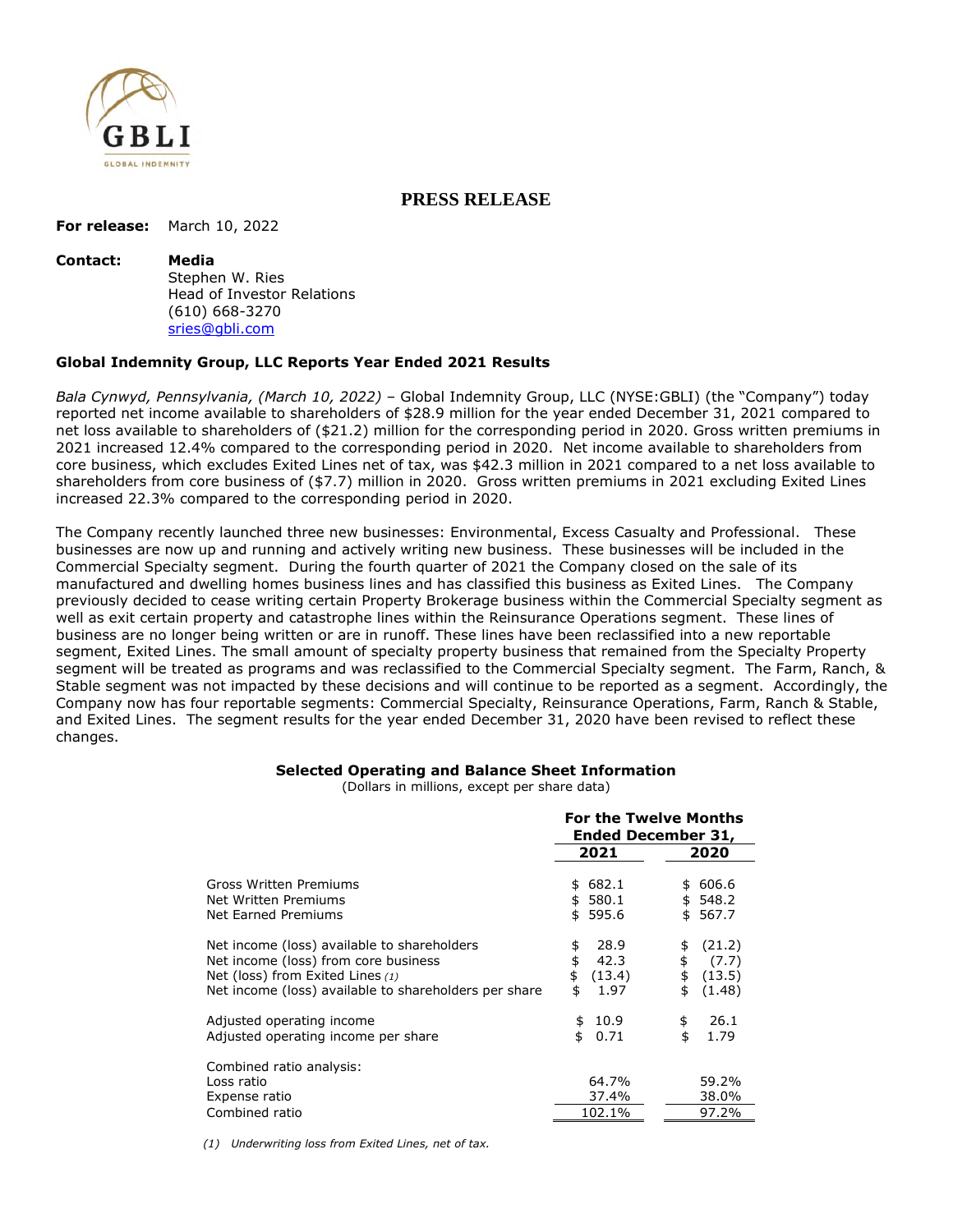GBLI
GLOBAL INDEMNITY

## PRESS RELEASE

**For release:** March 10, 2022

**Contact:** **Media**
Stephen W. Ries
Head of Investor Relations
(610) 668-3270
sries@gbli.com

### Global Indemnity Group, LLC Reports Year Ended 2021 Results

*Bala Cynwyd, Pennsylvania, (March 10, 2022)* – Global Indemnity Group, LLC (NYSE:GBLI) (the "Company") today reported net income available to shareholders of $28.9 million for the year ended December 31, 2021 compared to net loss available to shareholders of ($21.2) million for the corresponding period in 2020. Gross written premiums in 2021 increased 12.4% compared to the corresponding period in 2020. Net income available to shareholders from core business, which excludes Exited Lines net of tax, was $42.3 million in 2021 compared to a net loss available to shareholders from core business of ($7.7) million in 2020. Gross written premiums in 2021 excluding Exited Lines increased 22.3% compared to the corresponding period in 2020.

The Company recently launched three new businesses: Environmental, Excess Casualty and Professional. These businesses are now up and running and actively writing new business. These businesses will be included in the Commercial Specialty segment. During the fourth quarter of 2021 the Company closed on the sale of its manufactured and dwelling homes business lines and has classified this business as Exited Lines. The Company previously decided to cease writing certain Property Brokerage business within the Commercial Specialty segment as well as exit certain property and catastrophe lines within the Reinsurance Operations segment. These lines of business are no longer being written or are in runoff. These lines have been reclassified into a new reportable segment, Exited Lines. The small amount of specialty property business that remained from the Specialty Property segment will be treated as programs and was reclassified to the Commercial Specialty segment. The Farm, Ranch, & Stable segment was not impacted by these decisions and will continue to be reported as a segment. Accordingly, the Company now has four reportable segments: Commercial Specialty, Reinsurance Operations, Farm, Ranch & Stable, and Exited Lines. The segment results for the year ended December 31, 2020 have been revised to reflect these changes.

**Selected Operating and Balance Sheet Information**
(Dollars in millions, except per share data)

| | For the Twelve Months Ended December 31, | |
|---|---|---|
| | **2021** | **2020** |
| Gross Written Premiums | $ 682.1 | $ 606.6 |
| Net Written Premiums | $ 580.1 | $ 548.2 |
| Net Earned Premiums | $ 595.6 | $ 567.7 |
| | | |
| Net income (loss) available to shareholders | $ 28.9 | $ (21.2) |
| Net income (loss) from core business | $ 42.3 | $ (7.7) |
| Net (loss) from Exited Lines *(1)* | $ (13.4) | $ (13.5) |
| Net income (loss) available to shareholders per share | $ 1.97 | $ (1.48) |
| | | |
| Adjusted operating income | $ 10.9 | $ 26.1 |
| Adjusted operating income per share | $ 0.71 | $ 1.79 |
| | | |
| Combined ratio analysis: | | |
| Loss ratio | 64.7% | 59.2% |
| Expense ratio | 37.4% | 38.0% |
| Combined ratio | 102.1% | 97.2% |

*(1) Underwriting loss from Exited Lines, net of tax.*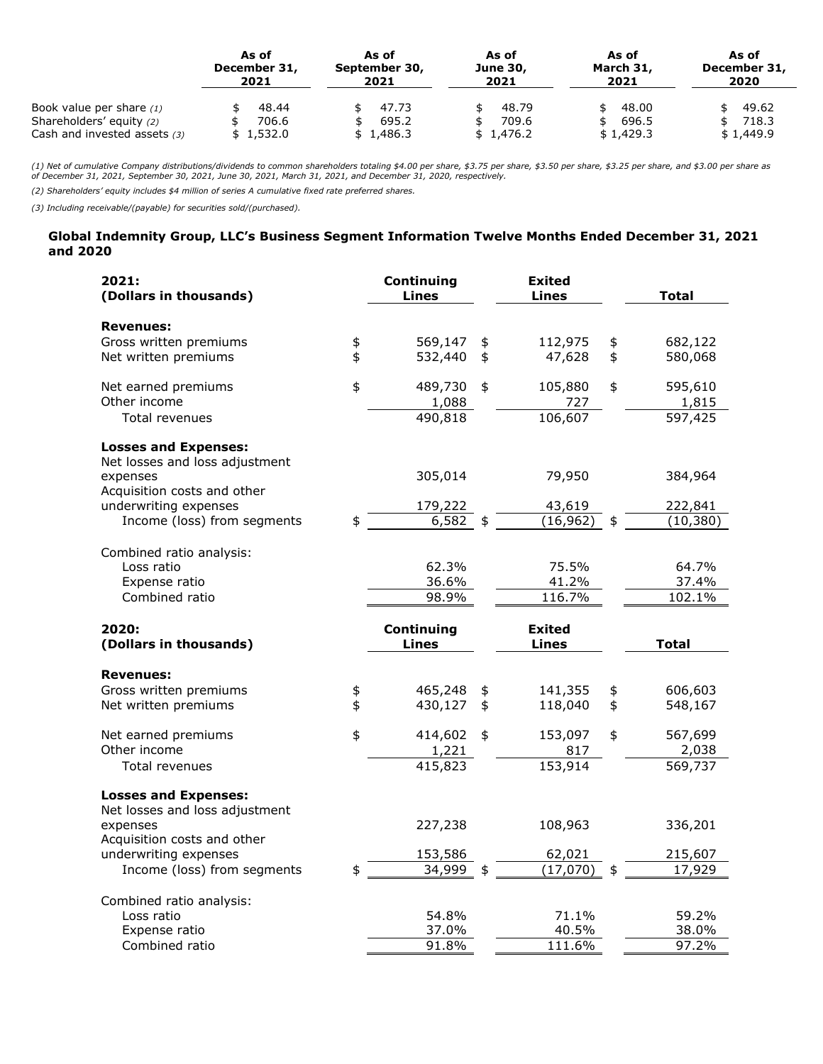| | As of December 31, 2021 | As of September 30, 2021 | As of June 30, 2021 | As of March 31, 2021 | As of December 31, 2020 |
|---|---|---|---|---|---|
| Book value per share *(1)* | $ 48.44 | $ 47.73 | $ 48.79 | $ 48.00 | $ 49.62 |
| Shareholders' equity *(2)* | $ 706.6 | $ 695.2 | $ 709.6 | $ 696.5 | $ 718.3 |
| Cash and invested assets *(3)* | $ 1,532.0 | $ 1,486.3 | $ 1,476.2 | $ 1,429.3 | $ 1,449.9 |

*(1) Net of cumulative Company distributions/dividends to common shareholders totaling $4.00 per share, $3.75 per share, $3.50 per share, $3.25 per share, and $3.00 per share as of December 31, 2021, September 30, 2021, June 30, 2021, March 31, 2021, and December 31, 2020, respectively.*

*(2) Shareholders' equity includes $4 million of series A cumulative fixed rate preferred shares.*

*(3) Including receivable/(payable) for securities sold/(purchased).*

## Global Indemnity Group, LLC's Business Segment Information Twelve Months Ended December 31, 2021 and 2020

| **2021: (Dollars in thousands)** | **Continuing Lines** | **Exited Lines** | **Total** |
|---|---|---|---|
| **Revenues:** | | | |
| Gross written premiums | $ 569,147 | $ 112,975 | $ 682,122 |
| Net written premiums | $ 532,440 | $ 47,628 | $ 580,068 |
| Net earned premiums | $ 489,730 | $ 105,880 | $ 595,610 |
| Other income | 1,088 | 727 | 1,815 |
| Total revenues | 490,818 | 106,607 | 597,425 |
| **Losses and Expenses:** | | | |
| Net losses and loss adjustment expenses | 305,014 | 79,950 | 384,964 |
| Acquisition costs and other underwriting expenses | 179,222 | 43,619 | 222,841 |
| Income (loss) from segments | $ 6,582 | $ (16,962) | $ (10,380) |
| Combined ratio analysis: | | | |
| Loss ratio | 62.3% | 75.5% | 64.7% |
| Expense ratio | 36.6% | 41.2% | 37.4% |
| Combined ratio | 98.9% | 116.7% | 102.1% |

| **2020: (Dollars in thousands)** | **Continuing Lines** | **Exited Lines** | **Total** |
|---|---|---|---|
| **Revenues:** | | | |
| Gross written premiums | $ 465,248 | $ 141,355 | $ 606,603 |
| Net written premiums | $ 430,127 | $ 118,040 | $ 548,167 |
| Net earned premiums | $ 414,602 | $ 153,097 | $ 567,699 |
| Other income | 1,221 | 817 | 2,038 |
| Total revenues | 415,823 | 153,914 | 569,737 |
| **Losses and Expenses:** | | | |
| Net losses and loss adjustment expenses | 227,238 | 108,963 | 336,201 |
| Acquisition costs and other underwriting expenses | 153,586 | 62,021 | 215,607 |
| Income (loss) from segments | $ 34,999 | $ (17,070) | $ 17,929 |
| Combined ratio analysis: | | | |
| Loss ratio | 54.8% | 71.1% | 59.2% |
| Expense ratio | 37.0% | 40.5% | 38.0% |
| Combined ratio | 91.8% | 111.6% | 97.2% |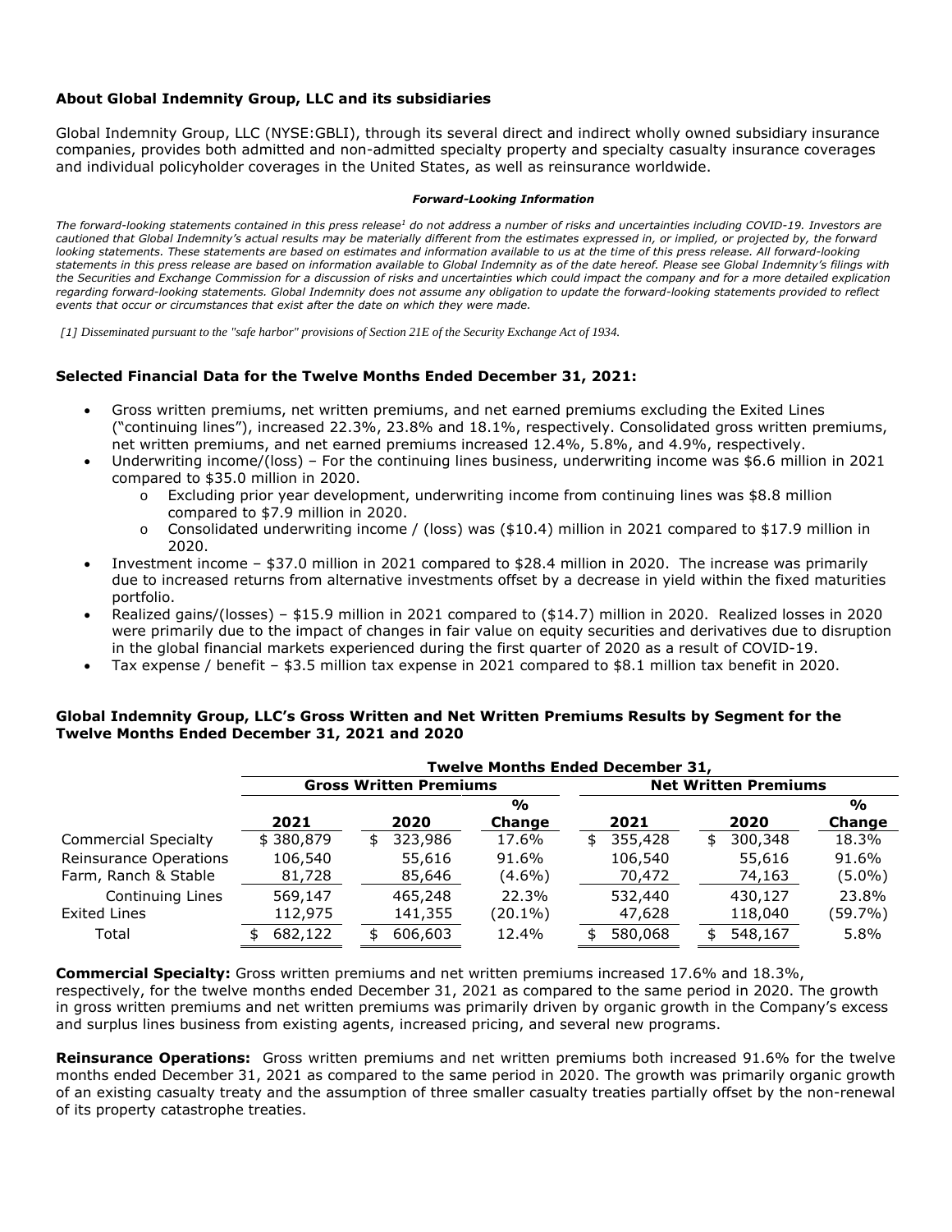### About Global Indemnity Group, LLC and its subsidiaries

Global Indemnity Group, LLC (NYSE:GBLI), through its several direct and indirect wholly owned subsidiary insurance companies, provides both admitted and non-admitted specialty property and specialty casualty insurance coverages and individual policyholder coverages in the United States, as well as reinsurance worldwide.

***Forward-Looking Information***

*The forward-looking statements contained in this press release[1] do not address a number of risks and uncertainties including COVID-19. Investors are cautioned that Global Indemnity's actual results may be materially different from the estimates expressed in, or implied, or projected by, the forward looking statements. These statements are based on estimates and information available to us at the time of this press release. All forward-looking statements in this press release are based on information available to Global Indemnity as of the date hereof. Please see Global Indemnity's filings with the Securities and Exchange Commission for a discussion of risks and uncertainties which could impact the company and for a more detailed explication regarding forward-looking statements. Global Indemnity does not assume any obligation to update the forward-looking statements provided to reflect events that occur or circumstances that exist after the date on which they were made.*

*[1] Disseminated pursuant to the "safe harbor" provisions of Section 21E of the Security Exchange Act of 1934.*

### Selected Financial Data for the Twelve Months Ended December 31, 2021:

- Gross written premiums, net written premiums, and net earned premiums excluding the Exited Lines ("continuing lines"), increased 22.3%, 23.8% and 18.1%, respectively. Consolidated gross written premiums, net written premiums, and net earned premiums increased 12.4%, 5.8%, and 4.9%, respectively.
- Underwriting income/(loss) – For the continuing lines business, underwriting income was $6.6 million in 2021 compared to $35.0 million in 2020.
  - Excluding prior year development, underwriting income from continuing lines was $8.8 million compared to $7.9 million in 2020.
  - Consolidated underwriting income / (loss) was ($10.4) million in 2021 compared to $17.9 million in 2020.
- Investment income – $37.0 million in 2021 compared to $28.4 million in 2020. The increase was primarily due to increased returns from alternative investments offset by a decrease in yield within the fixed maturities portfolio.
- Realized gains/(losses) – $15.9 million in 2021 compared to ($14.7) million in 2020. Realized losses in 2020 were primarily due to the impact of changes in fair value on equity securities and derivatives due to disruption in the global financial markets experienced during the first quarter of 2020 as a result of COVID-19.
- Tax expense / benefit – $3.5 million tax expense in 2021 compared to $8.1 million tax benefit in 2020.

### Global Indemnity Group, LLC's Gross Written and Net Written Premiums Results by Segment for the Twelve Months Ended December 31, 2021 and 2020

| | Twelve Months Ended December 31, | | | | | |
|---|---|---|---|---|---|---|
| | Gross Written Premiums | | | Net Written Premiums | | |
| | 2021 | 2020 | % Change | 2021 | 2020 | % Change |
| Commercial Specialty | $ 380,879 | $ 323,986 | 17.6% | $ 355,428 | $ 300,348 | 18.3% |
| Reinsurance Operations | 106,540 | 55,616 | 91.6% | 106,540 | 55,616 | 91.6% |
| Farm, Ranch & Stable | 81,728 | 85,646 | (4.6%) | 70,472 | 74,163 | (5.0%) |
| Continuing Lines | 569,147 | 465,248 | 22.3% | 532,440 | 430,127 | 23.8% |
| Exited Lines | 112,975 | 141,355 | (20.1%) | 47,628 | 118,040 | (59.7%) |
| Total | $ 682,122 | $ 606,603 | 12.4% | $ 580,068 | $ 548,167 | 5.8% |

**Commercial Specialty:** Gross written premiums and net written premiums increased 17.6% and 18.3%, respectively, for the twelve months ended December 31, 2021 as compared to the same period in 2020. The growth in gross written premiums and net written premiums was primarily driven by organic growth in the Company's excess and surplus lines business from existing agents, increased pricing, and several new programs.

**Reinsurance Operations:** Gross written premiums and net written premiums both increased 91.6% for the twelve months ended December 31, 2021 as compared to the same period in 2020. The growth was primarily organic growth of an existing casualty treaty and the assumption of three smaller casualty treaties partially offset by the non-renewal of its property catastrophe treaties.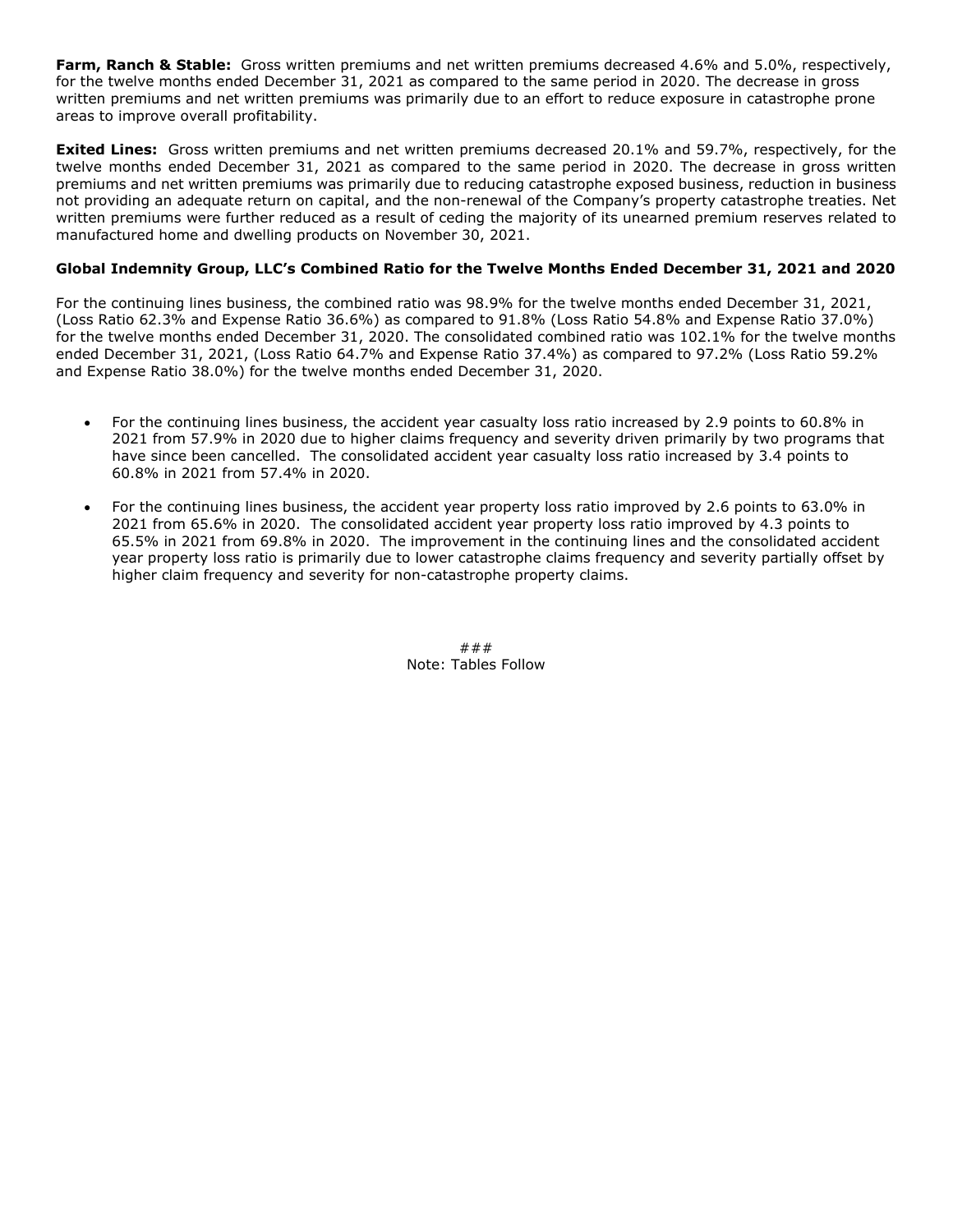**Farm, Ranch & Stable:** Gross written premiums and net written premiums decreased 4.6% and 5.0%, respectively, for the twelve months ended December 31, 2021 as compared to the same period in 2020. The decrease in gross written premiums and net written premiums was primarily due to an effort to reduce exposure in catastrophe prone areas to improve overall profitability.

**Exited Lines:** Gross written premiums and net written premiums decreased 20.1% and 59.7%, respectively, for the twelve months ended December 31, 2021 as compared to the same period in 2020. The decrease in gross written premiums and net written premiums was primarily due to reducing catastrophe exposed business, reduction in business not providing an adequate return on capital, and the non-renewal of the Company's property catastrophe treaties. Net written premiums were further reduced as a result of ceding the majority of its unearned premium reserves related to manufactured home and dwelling products on November 30, 2021.

**Global Indemnity Group, LLC's Combined Ratio for the Twelve Months Ended December 31, 2021 and 2020**

For the continuing lines business, the combined ratio was 98.9% for the twelve months ended December 31, 2021, (Loss Ratio 62.3% and Expense Ratio 36.6%) as compared to 91.8% (Loss Ratio 54.8% and Expense Ratio 37.0%) for the twelve months ended December 31, 2020. The consolidated combined ratio was 102.1% for the twelve months ended December 31, 2021, (Loss Ratio 64.7% and Expense Ratio 37.4%) as compared to 97.2% (Loss Ratio 59.2% and Expense Ratio 38.0%) for the twelve months ended December 31, 2020.

- For the continuing lines business, the accident year casualty loss ratio increased by 2.9 points to 60.8% in 2021 from 57.9% in 2020 due to higher claims frequency and severity driven primarily by two programs that have since been cancelled. The consolidated accident year casualty loss ratio increased by 3.4 points to 60.8% in 2021 from 57.4% in 2020.
- For the continuing lines business, the accident year property loss ratio improved by 2.6 points to 63.0% in 2021 from 65.6% in 2020. The consolidated accident year property loss ratio improved by 4.3 points to 65.5% in 2021 from 69.8% in 2020. The improvement in the continuing lines and the consolidated accident year property loss ratio is primarily due to lower catastrophe claims frequency and severity partially offset by higher claim frequency and severity for non-catastrophe property claims.

###

Note: Tables Follow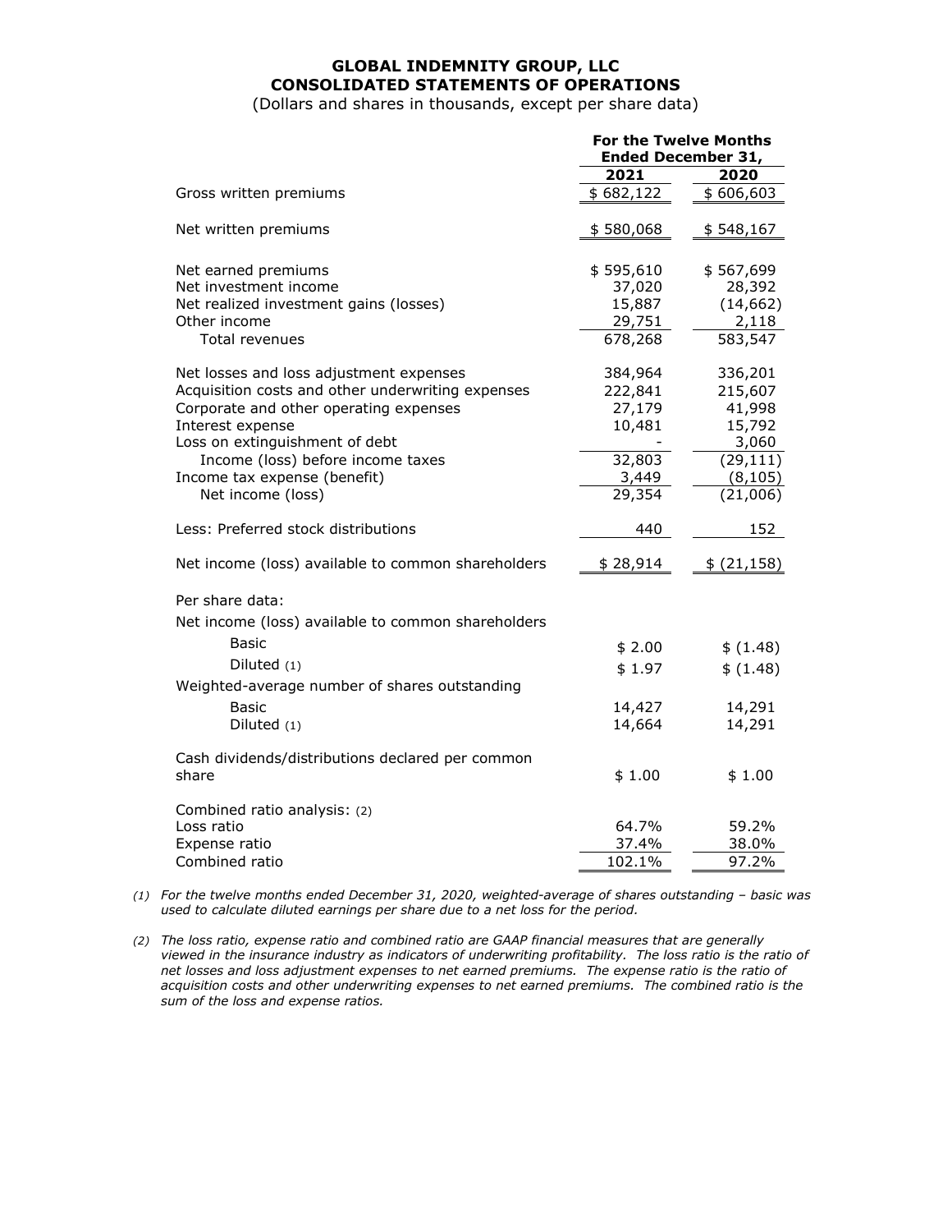**GLOBAL INDEMNITY GROUP, LLC**
**CONSOLIDATED STATEMENTS OF OPERATIONS**
(Dollars and shares in thousands, except per share data)

| | For the Twelve Months Ended December 31, | |
|---|---|---|
| | 2021 | 2020 |
| Gross written premiums | $ 682,122 | $ 606,603 |
| | | |
| Net written premiums | $ 580,068 | $ 548,167 |
| | | |
| Net earned premiums | $ 595,610 | $ 567,699 |
| Net investment income | 37,020 | 28,392 |
| Net realized investment gains (losses) | 15,887 | (14,662) |
| Other income | 29,751 | 2,118 |
| Total revenues | 678,268 | 583,547 |
| | | |
| Net losses and loss adjustment expenses | 384,964 | 336,201 |
| Acquisition costs and other underwriting expenses | 222,841 | 215,607 |
| Corporate and other operating expenses | 27,179 | 41,998 |
| Interest expense | 10,481 | 15,792 |
| Loss on extinguishment of debt | - | 3,060 |
| Income (loss) before income taxes | 32,803 | (29,111) |
| Income tax expense (benefit) | 3,449 | (8,105) |
| Net income (loss) | 29,354 | (21,006) |
| | | |
| Less: Preferred stock distributions | 440 | 152 |
| | | |
| Net income (loss) available to common shareholders | $ 28,914 | $ (21,158) |
| | | |
| Per share data: | | |
| Net income (loss) available to common shareholders | | |
| Basic | $ 2.00 | $ (1.48) |
| Diluted (1) | $ 1.97 | $ (1.48) |
| Weighted-average number of shares outstanding | | |
| Basic | 14,427 | 14,291 |
| Diluted (1) | 14,664 | 14,291 |
| | | |
| Cash dividends/distributions declared per common share | $ 1.00 | $ 1.00 |
| | | |
| Combined ratio analysis: (2) | | |
| Loss ratio | 64.7% | 59.2% |
| Expense ratio | 37.4% | 38.0% |
| Combined ratio | 102.1% | 97.2% |

*(1) For the twelve months ended December 31, 2020, weighted-average of shares outstanding – basic was used to calculate diluted earnings per share due to a net loss for the period.*

*(2) The loss ratio, expense ratio and combined ratio are GAAP financial measures that are generally viewed in the insurance industry as indicators of underwriting profitability. The loss ratio is the ratio of net losses and loss adjustment expenses to net earned premiums. The expense ratio is the ratio of acquisition costs and other underwriting expenses to net earned premiums. The combined ratio is the sum of the loss and expense ratios.*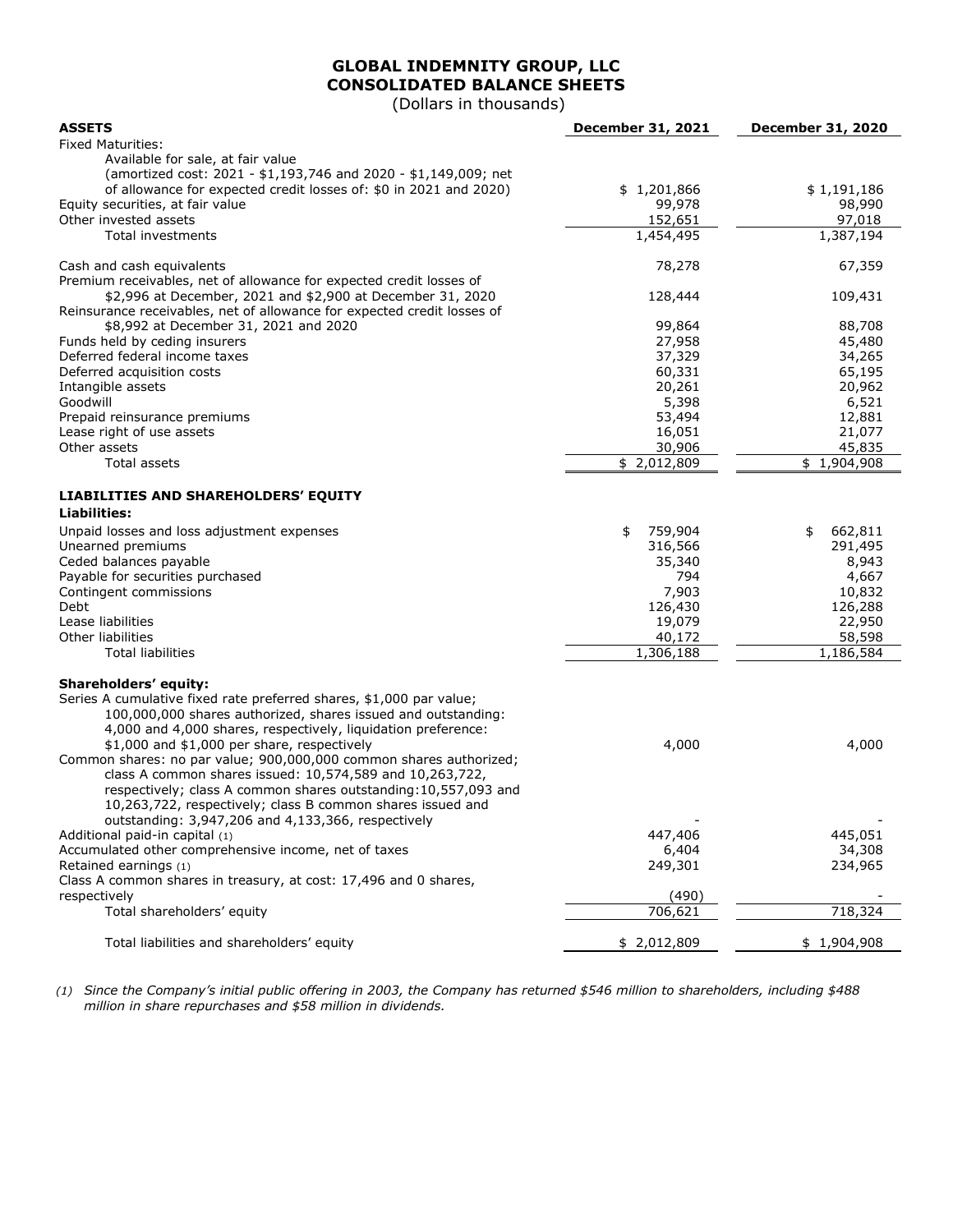# GLOBAL INDEMNITY GROUP, LLC
## CONSOLIDATED BALANCE SHEETS
(Dollars in thousands)

| ASSETS | December 31, 2021 | December 31, 2020 |
|---|---|---|
| Fixed Maturities: | | |
| Available for sale, at fair value (amortized cost: 2021 - $1,193,746 and 2020 - $1,149,009; net of allowance for expected credit losses of: $0 in 2021 and 2020) | $ 1,201,866 | $ 1,191,186 |
| Equity securities, at fair value | 99,978 | 98,990 |
| Other invested assets | 152,651 | 97,018 |
| Total investments | 1,454,495 | 1,387,194 |
| | | |
| Cash and cash equivalents | 78,278 | 67,359 |
| Premium receivables, net of allowance for expected credit losses of $2,996 at December, 2021 and $2,900 at December 31, 2020 | 128,444 | 109,431 |
| Reinsurance receivables, net of allowance for expected credit losses of $8,992 at December 31, 2021 and 2020 | 99,864 | 88,708 |
| Funds held by ceding insurers | 27,958 | 45,480 |
| Deferred federal income taxes | 37,329 | 34,265 |
| Deferred acquisition costs | 60,331 | 65,195 |
| Intangible assets | 20,261 | 20,962 |
| Goodwill | 5,398 | 6,521 |
| Prepaid reinsurance premiums | 53,494 | 12,881 |
| Lease right of use assets | 16,051 | 21,077 |
| Other assets | 30,906 | 45,835 |
| Total assets | $ 2,012,809 | $ 1,904,908 |
| | | |
| **LIABILITIES AND SHAREHOLDERS' EQUITY** | | |
| **Liabilities:** | | |
| Unpaid losses and loss adjustment expenses | $ 759,904 | $ 662,811 |
| Unearned premiums | 316,566 | 291,495 |
| Ceded balances payable | 35,340 | 8,943 |
| Payable for securities purchased | 794 | 4,667 |
| Contingent commissions | 7,903 | 10,832 |
| Debt | 126,430 | 126,288 |
| Lease liabilities | 19,079 | 22,950 |
| Other liabilities | 40,172 | 58,598 |
| Total liabilities | 1,306,188 | 1,186,584 |
| | | |
| **Shareholders' equity:** | | |
| Series A cumulative fixed rate preferred shares, $1,000 par value; 100,000,000 shares authorized, shares issued and outstanding: 4,000 and 4,000 shares, respectively, liquidation preference: $1,000 and $1,000 per share, respectively | 4,000 | 4,000 |
| Common shares: no par value; 900,000,000 common shares authorized; class A common shares issued: 10,574,589 and 10,263,722, respectively; class A common shares outstanding: 10,557,093 and 10,263,722, respectively; class B common shares issued and outstanding: 3,947,206 and 4,133,366, respectively | - | - |
| Additional paid-in capital (1) | 447,406 | 445,051 |
| Accumulated other comprehensive income, net of taxes | 6,404 | 34,308 |
| Retained earnings (1) | 249,301 | 234,965 |
| Class A common shares in treasury, at cost: 17,496 and 0 shares, respectively | (490) | - |
| Total shareholders' equity | 706,621 | 718,324 |
| | | |
| Total liabilities and shareholders' equity | $ 2,012,809 | $ 1,904,908 |

*(1) Since the Company's initial public offering in 2003, the Company has returned $546 million to shareholders, including $488 million in share repurchases and $58 million in dividends.*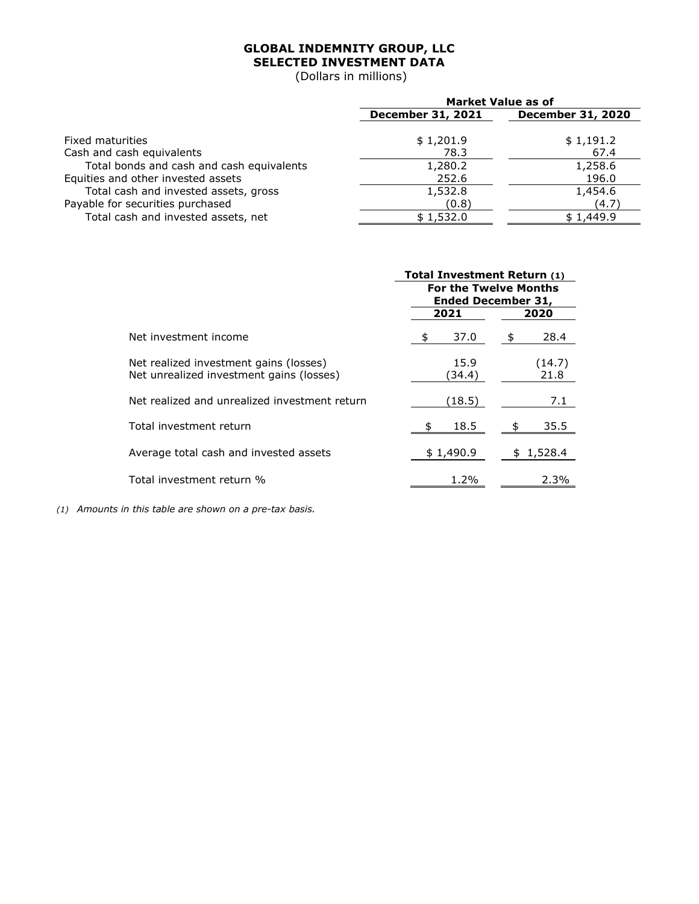# GLOBAL INDEMNITY GROUP, LLC
## SELECTED INVESTMENT DATA
(Dollars in millions)

| | Market Value as of | |
|---|---|---|
| | December 31, 2021 | December 31, 2020 |
| Fixed maturities | $ 1,201.9 | $ 1,191.2 |
| Cash and cash equivalents | 78.3 | 67.4 |
| Total bonds and cash and cash equivalents | 1,280.2 | 1,258.6 |
| Equities and other invested assets | 252.6 | 196.0 |
| Total cash and invested assets, gross | 1,532.8 | 1,454.6 |
| Payable for securities purchased | (0.8) | (4.7) |
| Total cash and invested assets, net | $ 1,532.0 | $ 1,449.9 |

| | Total Investment Return (1) For the Twelve Months Ended December 31, | |
|---|---|---|
| | 2021 | 2020 |
| Net investment income | $ 37.0 | $ 28.4 |
| Net realized investment gains (losses) | 15.9 | (14.7) |
| Net unrealized investment gains (losses) | (34.4) | 21.8 |
| Net realized and unrealized investment return | (18.5) | 7.1 |
| Total investment return | $ 18.5 | $ 35.5 |
| Average total cash and invested assets | $ 1,490.9 | $ 1,528.4 |
| Total investment return % | 1.2% | 2.3% |

*(1) Amounts in this table are shown on a pre-tax basis.*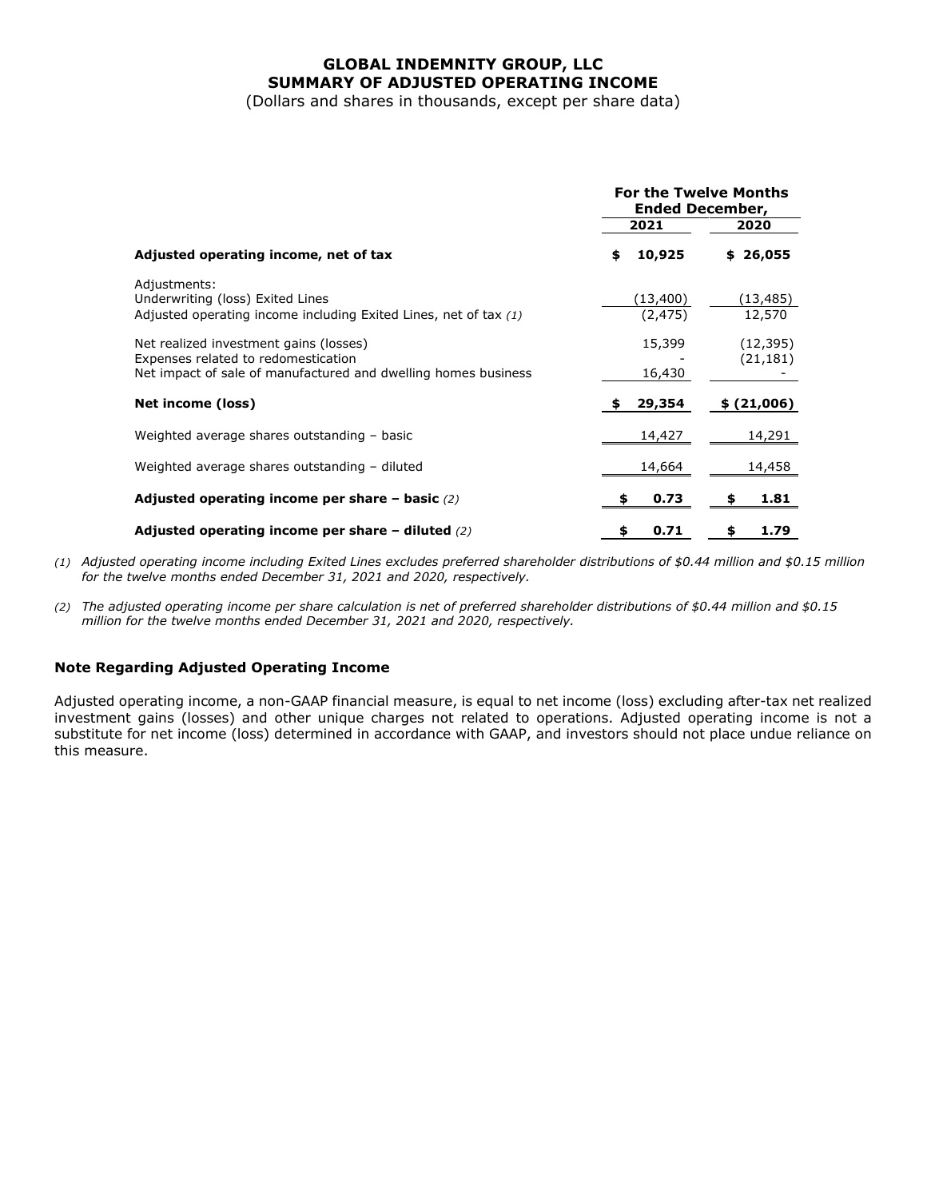# GLOBAL INDEMNITY GROUP, LLC
## SUMMARY OF ADJUSTED OPERATING INCOME

(Dollars and shares in thousands, except per share data)

| | For the Twelve Months Ended December, | |
|---|---|---|
| | 2021 | 2020 |
| **Adjusted operating income, net of tax** | **$ 10,925** | **$ 26,055** |
| Adjustments: | | |
| Underwriting (loss) Exited Lines | (13,400) | (13,485) |
| Adjusted operating income including Exited Lines, net of tax *(1)* | (2,475) | 12,570 |
| Net realized investment gains (losses) | 15,399 | (12,395) |
| Expenses related to redomestication | - | (21,181) |
| Net impact of sale of manufactured and dwelling homes business | 16,430 | - |
| **Net income (loss)** | **$ 29,354** | **$ (21,006)** |
| Weighted average shares outstanding – basic | 14,427 | 14,291 |
| Weighted average shares outstanding – diluted | 14,664 | 14,458 |
| **Adjusted operating income per share – basic** *(2)* | **$ 0.73** | **$ 1.81** |
| **Adjusted operating income per share – diluted** *(2)* | **$ 0.71** | **$ 1.79** |

*(1) Adjusted operating income including Exited Lines excludes preferred shareholder distributions of $0.44 million and $0.15 million for the twelve months ended December 31, 2021 and 2020, respectively.*

*(2) The adjusted operating income per share calculation is net of preferred shareholder distributions of $0.44 million and $0.15 million for the twelve months ended December 31, 2021 and 2020, respectively.*

### Note Regarding Adjusted Operating Income

Adjusted operating income, a non-GAAP financial measure, is equal to net income (loss) excluding after-tax net realized investment gains (losses) and other unique charges not related to operations. Adjusted operating income is not a substitute for net income (loss) determined in accordance with GAAP, and investors should not place undue reliance on this measure.